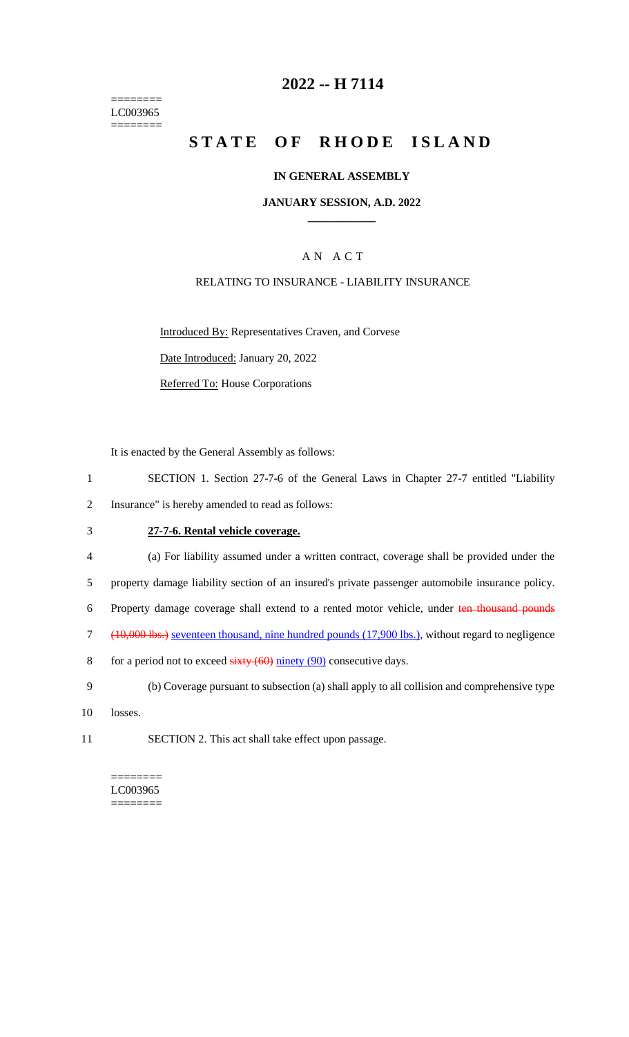========
LC003965
========

# 2022 -- H 7114

# STATE OF RHODE ISLAND

**IN GENERAL ASSEMBLY**

**JANUARY SESSION, A.D. 2022**

A N A C T

RELATING TO INSURANCE - LIABILITY INSURANCE

Introduced By: Representatives Craven, and Corvese

Date Introduced: January 20, 2022

Referred To: House Corporations

It is enacted by the General Assembly as follows:

1 SECTION 1. Section 27-7-6 of the General Laws in Chapter 27-7 entitled "Liability
2 Insurance" is hereby amended to read as follows:

3 **27-7-6. Rental vehicle coverage.**

4 (a) For liability assumed under a written contract, coverage shall be provided under the
5 property damage liability section of an insured's private passenger automobile insurance policy.
6 Property damage coverage shall extend to a rented motor vehicle, under ~~ten thousand pounds~~
7 ~~(10,000 lbs.)~~ seventeen thousand, nine hundred pounds (17,900 lbs.), without regard to negligence
8 for a period not to exceed ~~sixty (60)~~ ninety (90) consecutive days.

9 (b) Coverage pursuant to subsection (a) shall apply to all collision and comprehensive type
10 losses.

11 SECTION 2. This act shall take effect upon passage.

========
LC003965
========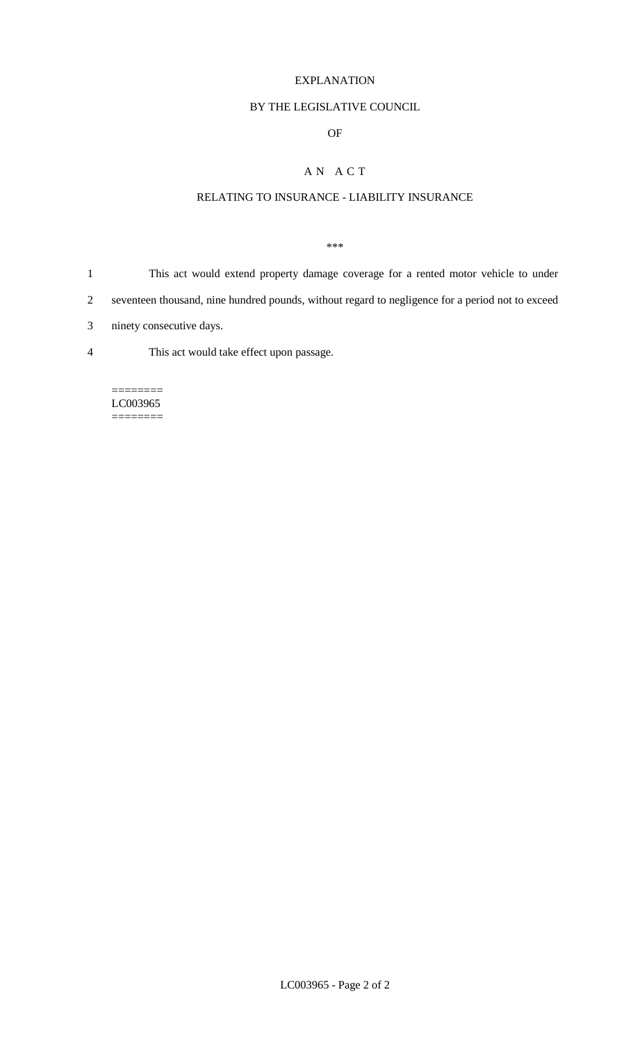EXPLANATION

BY THE LEGISLATIVE COUNCIL

OF

A N A C T

RELATING TO INSURANCE - LIABILITY INSURANCE

\*\*\*

This act would extend property damage coverage for a rented motor vehicle to under seventeen thousand, nine hundred pounds, without regard to negligence for a period not to exceed ninety consecutive days.

This act would take effect upon passage.

========
LC003965
========